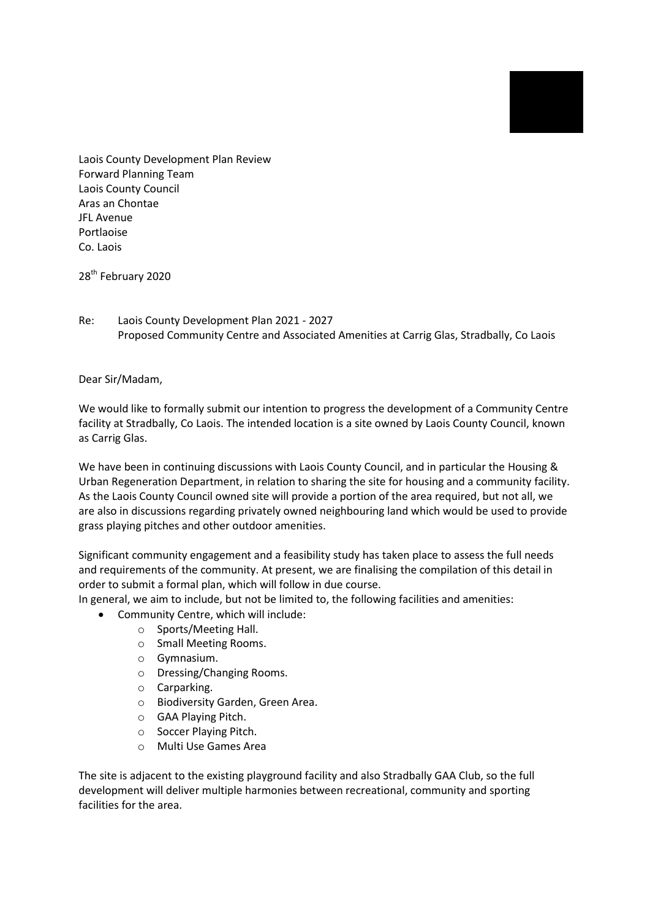Laois County Development Plan Review
Forward Planning Team
Laois County Council
Aras an Chontae
JFL Avenue
Portlaoise
Co. Laois

28th February 2020

Re: Laois County Development Plan 2021 - 2027
Proposed Community Centre and Associated Amenities at Carrig Glas, Stradbally, Co Laois

Dear Sir/Madam,

We would like to formally submit our intention to progress the development of a Community Centre facility at Stradbally, Co Laois. The intended location is a site owned by Laois County Council, known as Carrig Glas.

We have been in continuing discussions with Laois County Council, and in particular the Housing & Urban Regeneration Department, in relation to sharing the site for housing and a community facility. As the Laois County Council owned site will provide a portion of the area required, but not all, we are also in discussions regarding privately owned neighbouring land which would be used to provide grass playing pitches and other outdoor amenities.

Significant community engagement and a feasibility study has taken place to assess the full needs and requirements of the community. At present, we are finalising the compilation of this detail in order to submit a formal plan, which will follow in due course.
In general, we aim to include, but not be limited to, the following facilities and amenities:

- Community Centre, which will include:
  - Sports/Meeting Hall.
  - Small Meeting Rooms.
  - Gymnasium.
  - Dressing/Changing Rooms.
  - Carparking.
  - Biodiversity Garden, Green Area.
  - GAA Playing Pitch.
  - Soccer Playing Pitch.
  - Multi Use Games Area

The site is adjacent to the existing playground facility and also Stradbally GAA Club, so the full development will deliver multiple harmonies between recreational, community and sporting facilities for the area.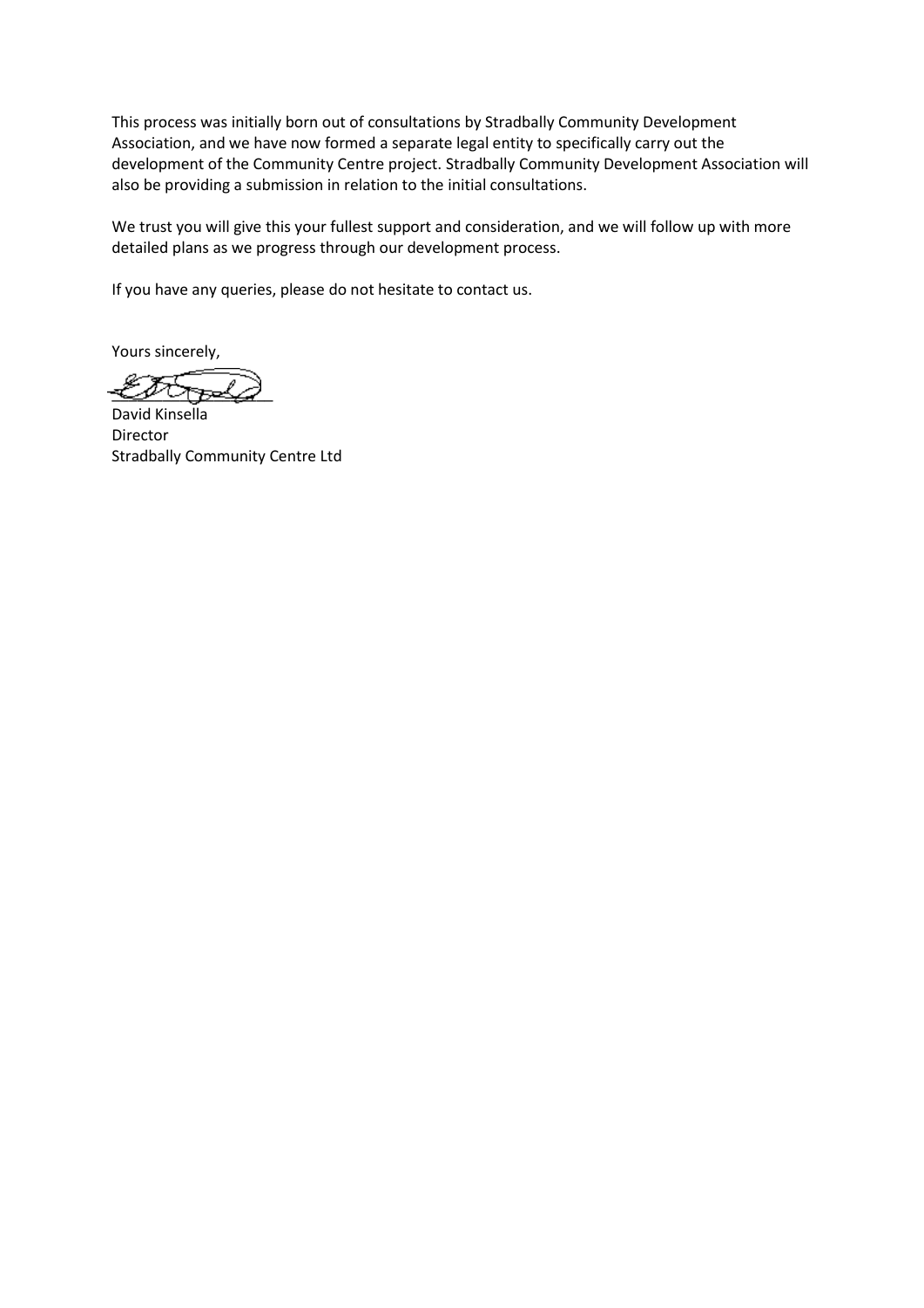This process was initially born out of consultations by Stradbally Community Development Association, and we have now formed a separate legal entity to specifically carry out the development of the Community Centre project. Stradbally Community Development Association will also be providing a submission in relation to the initial consultations.

We trust you will give this your fullest support and consideration, and we will follow up with more detailed plans as we progress through our development process.

If you have any queries, please do not hesitate to contact us.

Yours sincerely,

David Kinsella
Director
Stradbally Community Centre Ltd